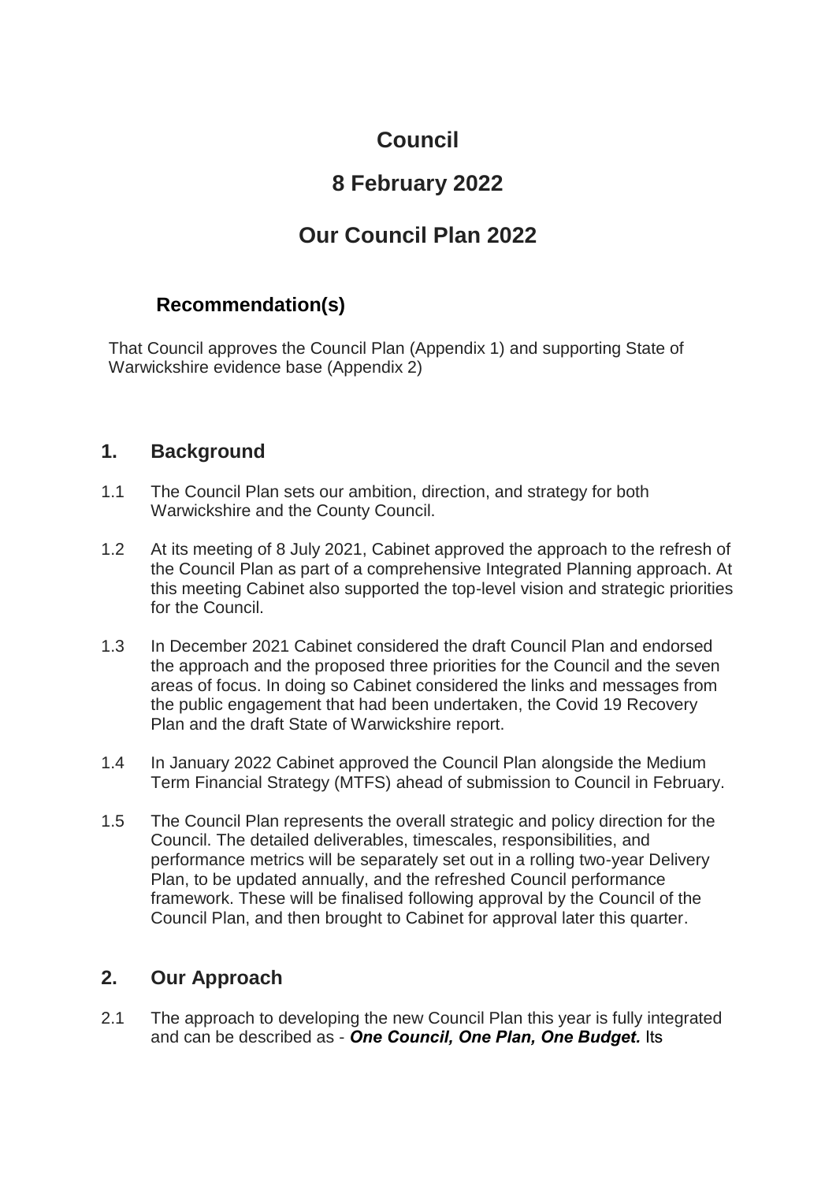# Council

# 8 February 2022

# Our Council Plan 2022

## Recommendation(s)

That Council approves the Council Plan (Appendix 1) and supporting State of Warwickshire evidence base (Appendix 2)

## 1. Background

1.1 The Council Plan sets our ambition, direction, and strategy for both Warwickshire and the County Council.

1.2 At its meeting of 8 July 2021, Cabinet approved the approach to the refresh of the Council Plan as part of a comprehensive Integrated Planning approach. At this meeting Cabinet also supported the top-level vision and strategic priorities for the Council.

1.3 In December 2021 Cabinet considered the draft Council Plan and endorsed the approach and the proposed three priorities for the Council and the seven areas of focus. In doing so Cabinet considered the links and messages from the public engagement that had been undertaken, the Covid 19 Recovery Plan and the draft State of Warwickshire report.

1.4 In January 2022 Cabinet approved the Council Plan alongside the Medium Term Financial Strategy (MTFS) ahead of submission to Council in February.

1.5 The Council Plan represents the overall strategic and policy direction for the Council. The detailed deliverables, timescales, responsibilities, and performance metrics will be separately set out in a rolling two-year Delivery Plan, to be updated annually, and the refreshed Council performance framework. These will be finalised following approval by the Council of the Council Plan, and then brought to Cabinet for approval later this quarter.

## 2. Our Approach

2.1 The approach to developing the new Council Plan this year is fully integrated and can be described as - ***One Council, One Plan, One Budget.*** Its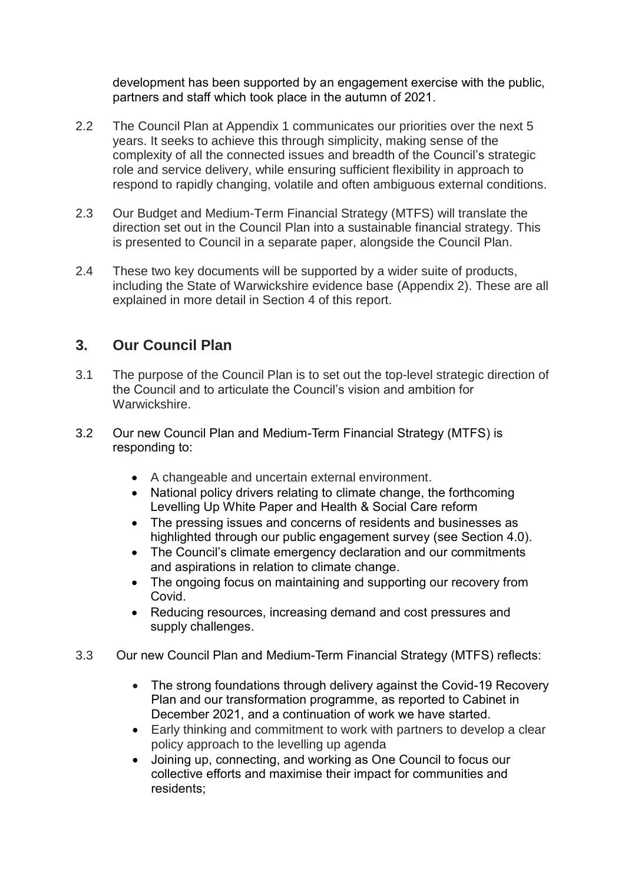development has been supported by an engagement exercise with the public, partners and staff which took place in the autumn of 2021.

2.2 The Council Plan at Appendix 1 communicates our priorities over the next 5 years. It seeks to achieve this through simplicity, making sense of the complexity of all the connected issues and breadth of the Council's strategic role and service delivery, while ensuring sufficient flexibility in approach to respond to rapidly changing, volatile and often ambiguous external conditions.

2.3 Our Budget and Medium-Term Financial Strategy (MTFS) will translate the direction set out in the Council Plan into a sustainable financial strategy. This is presented to Council in a separate paper, alongside the Council Plan.

2.4 These two key documents will be supported by a wider suite of products, including the State of Warwickshire evidence base (Appendix 2). These are all explained in more detail in Section 4 of this report.

## 3. Our Council Plan

3.1 The purpose of the Council Plan is to set out the top-level strategic direction of the Council and to articulate the Council's vision and ambition for Warwickshire.

3.2 Our new Council Plan and Medium-Term Financial Strategy (MTFS) is responding to:

- A changeable and uncertain external environment.
- National policy drivers relating to climate change, the forthcoming Levelling Up White Paper and Health & Social Care reform
- The pressing issues and concerns of residents and businesses as highlighted through our public engagement survey (see Section 4.0).
- The Council's climate emergency declaration and our commitments and aspirations in relation to climate change.
- The ongoing focus on maintaining and supporting our recovery from Covid.
- Reducing resources, increasing demand and cost pressures and supply challenges.

3.3 Our new Council Plan and Medium-Term Financial Strategy (MTFS) reflects:

- The strong foundations through delivery against the Covid-19 Recovery Plan and our transformation programme, as reported to Cabinet in December 2021, and a continuation of work we have started.
- Early thinking and commitment to work with partners to develop a clear policy approach to the levelling up agenda
- Joining up, connecting, and working as One Council to focus our collective efforts and maximise their impact for communities and residents;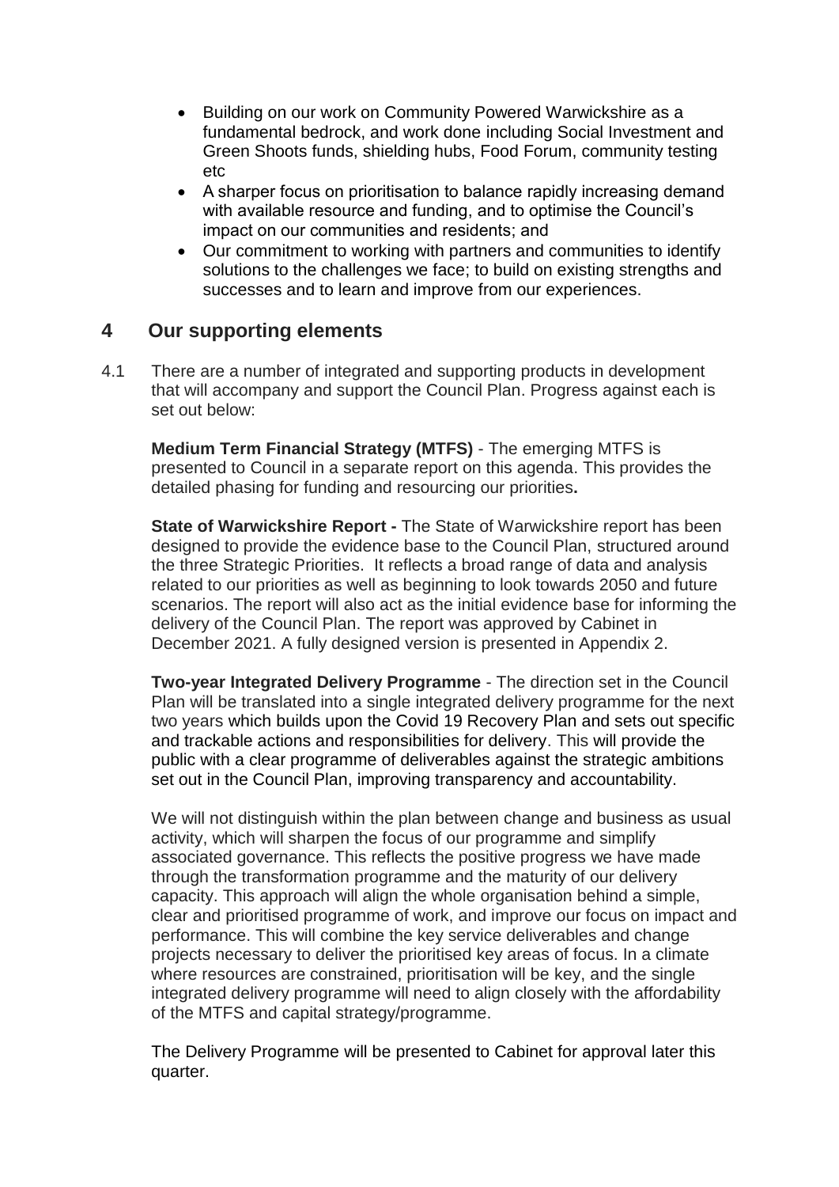- Building on our work on Community Powered Warwickshire as a fundamental bedrock, and work done including Social Investment and Green Shoots funds, shielding hubs, Food Forum, community testing etc
- A sharper focus on prioritisation to balance rapidly increasing demand with available resource and funding, and to optimise the Council's impact on our communities and residents; and
- Our commitment to working with partners and communities to identify solutions to the challenges we face; to build on existing strengths and successes and to learn and improve from our experiences.

## 4 Our supporting elements

4.1 There are a number of integrated and supporting products in development that will accompany and support the Council Plan. Progress against each is set out below:

**Medium Term Financial Strategy (MTFS)** - The emerging MTFS is presented to Council in a separate report on this agenda. This provides the detailed phasing for funding and resourcing our priorities**.**

**State of Warwickshire Report -** The State of Warwickshire report has been designed to provide the evidence base to the Council Plan, structured around the three Strategic Priorities. It reflects a broad range of data and analysis related to our priorities as well as beginning to look towards 2050 and future scenarios. The report will also act as the initial evidence base for informing the delivery of the Council Plan. The report was approved by Cabinet in December 2021. A fully designed version is presented in Appendix 2.

**Two-year Integrated Delivery Programme** - The direction set in the Council Plan will be translated into a single integrated delivery programme for the next two years which builds upon the Covid 19 Recovery Plan and sets out specific and trackable actions and responsibilities for delivery. This will provide the public with a clear programme of deliverables against the strategic ambitions set out in the Council Plan, improving transparency and accountability.

We will not distinguish within the plan between change and business as usual activity, which will sharpen the focus of our programme and simplify associated governance. This reflects the positive progress we have made through the transformation programme and the maturity of our delivery capacity. This approach will align the whole organisation behind a simple, clear and prioritised programme of work, and improve our focus on impact and performance. This will combine the key service deliverables and change projects necessary to deliver the prioritised key areas of focus. In a climate where resources are constrained, prioritisation will be key, and the single integrated delivery programme will need to align closely with the affordability of the MTFS and capital strategy/programme.

The Delivery Programme will be presented to Cabinet for approval later this quarter.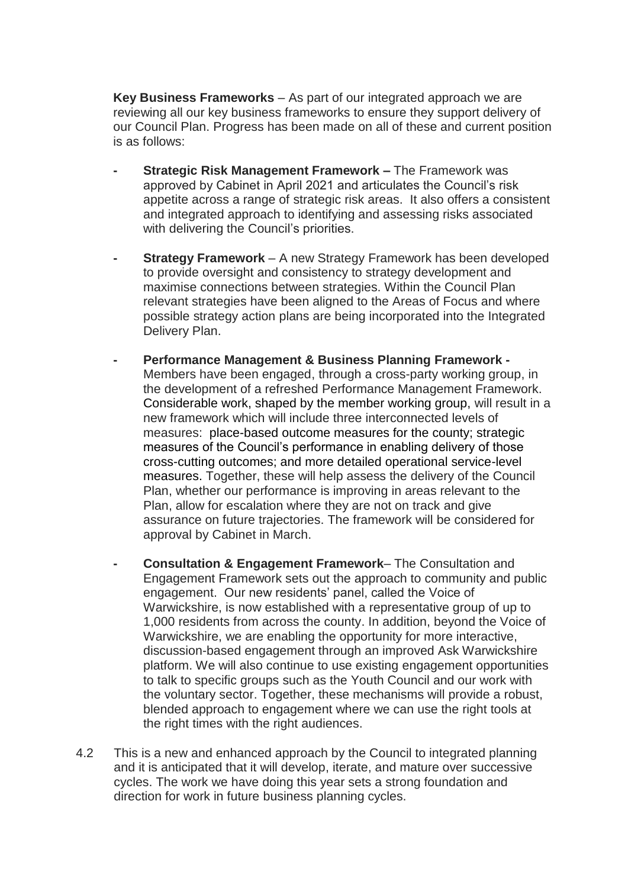**Key Business Frameworks** – As part of our integrated approach we are reviewing all our key business frameworks to ensure they support delivery of our Council Plan. Progress has been made on all of these and current position is as follows:

- **Strategic Risk Management Framework –** The Framework was approved by Cabinet in April 2021 and articulates the Council's risk appetite across a range of strategic risk areas. It also offers a consistent and integrated approach to identifying and assessing risks associated with delivering the Council's priorities.

- **Strategy Framework** – A new Strategy Framework has been developed to provide oversight and consistency to strategy development and maximise connections between strategies. Within the Council Plan relevant strategies have been aligned to the Areas of Focus and where possible strategy action plans are being incorporated into the Integrated Delivery Plan.

- **Performance Management & Business Planning Framework -** Members have been engaged, through a cross-party working group, in the development of a refreshed Performance Management Framework. Considerable work, shaped by the member working group, will result in a new framework which will include three interconnected levels of measures: place-based outcome measures for the county; strategic measures of the Council's performance in enabling delivery of those cross-cutting outcomes; and more detailed operational service-level measures. Together, these will help assess the delivery of the Council Plan, whether our performance is improving in areas relevant to the Plan, allow for escalation where they are not on track and give assurance on future trajectories. The framework will be considered for approval by Cabinet in March.

- **Consultation & Engagement Framework**– The Consultation and Engagement Framework sets out the approach to community and public engagement. Our new residents' panel, called the Voice of Warwickshire, is now established with a representative group of up to 1,000 residents from across the county. In addition, beyond the Voice of Warwickshire, we are enabling the opportunity for more interactive, discussion-based engagement through an improved Ask Warwickshire platform. We will also continue to use existing engagement opportunities to talk to specific groups such as the Youth Council and our work with the voluntary sector. Together, these mechanisms will provide a robust, blended approach to engagement where we can use the right tools at the right times with the right audiences.

4.2 This is a new and enhanced approach by the Council to integrated planning and it is anticipated that it will develop, iterate, and mature over successive cycles. The work we have doing this year sets a strong foundation and direction for work in future business planning cycles.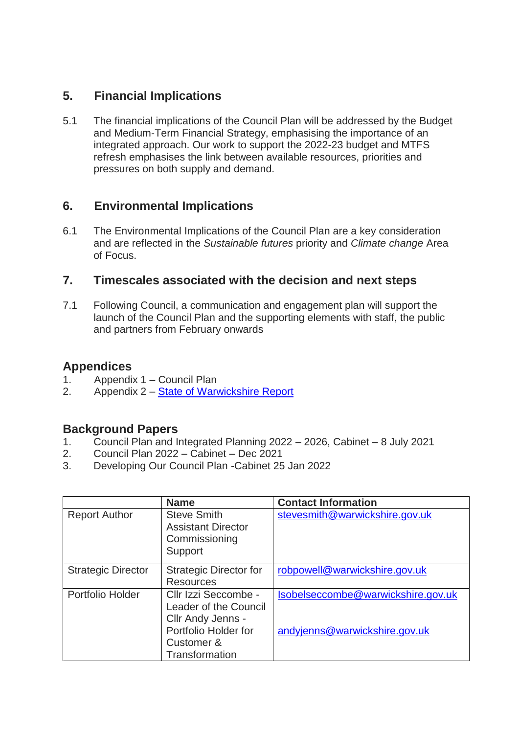## 5. Financial Implications

5.1 The financial implications of the Council Plan will be addressed by the Budget and Medium-Term Financial Strategy, emphasising the importance of an integrated approach. Our work to support the 2022-23 budget and MTFS refresh emphasises the link between available resources, priorities and pressures on both supply and demand.

## 6. Environmental Implications

6.1 The Environmental Implications of the Council Plan are a key consideration and are reflected in the *Sustainable futures* priority and *Climate change* Area of Focus.

## 7. Timescales associated with the decision and next steps

7.1 Following Council, a communication and engagement plan will support the launch of the Council Plan and the supporting elements with staff, the public and partners from February onwards

## Appendices

1. Appendix 1 – Council Plan
2. Appendix 2 – State of Warwickshire Report

## Background Papers

1. Council Plan and Integrated Planning 2022 – 2026, Cabinet – 8 July 2021
2. Council Plan 2022 – Cabinet – Dec 2021
3. Developing Our Council Plan -Cabinet 25 Jan 2022

| | Name | Contact Information |
|---|---|---|
| Report Author | Steve Smith Assistant Director Commissioning Support | stevesmith@warwickshire.gov.uk |
| Strategic Director | Strategic Director for Resources | robpowell@warwickshire.gov.uk |
| Portfolio Holder | Cllr Izzi Seccombe - Leader of the Council<br>Cllr Andy Jenns - Portfolio Holder for Customer & Transformation | Isobelseccombe@warwickshire.gov.uk<br>andyjenns@warwickshire.gov.uk |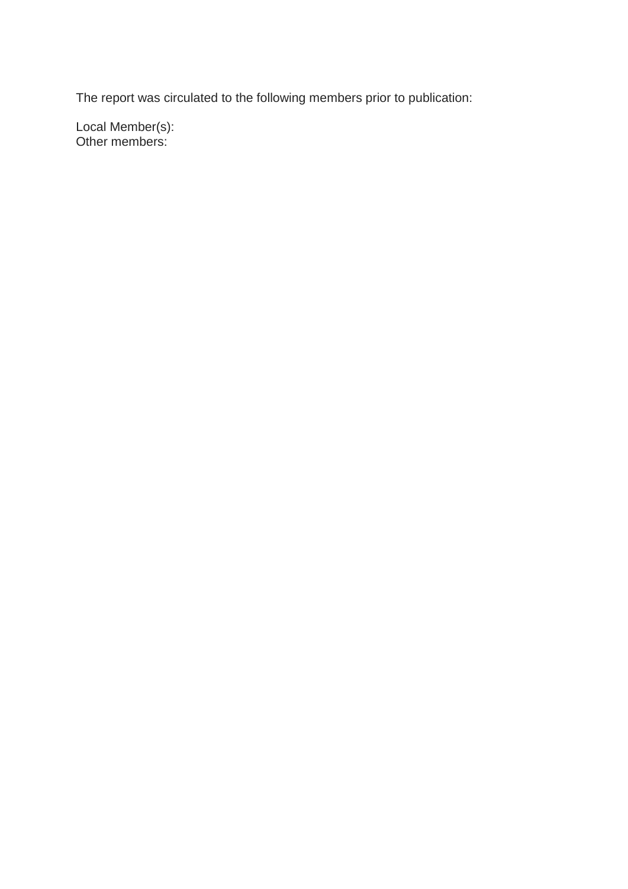The report was circulated to the following members prior to publication:

Local Member(s):
Other members: